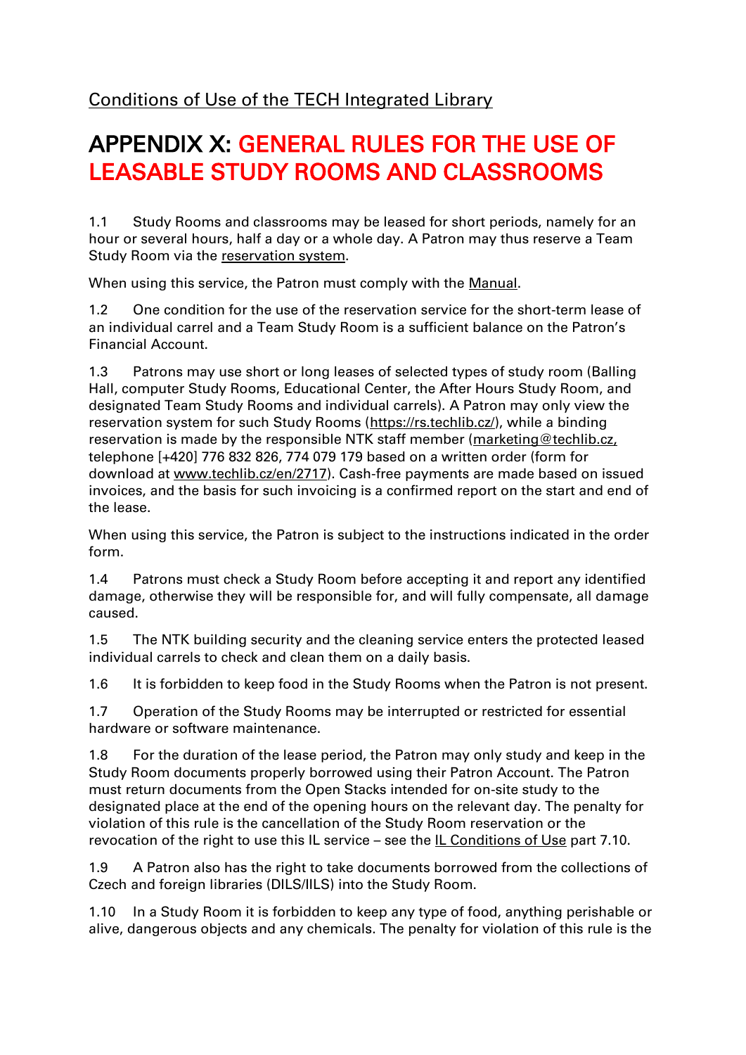Conditions of Use of the TECH Integrated Library

# APPENDIX X: GENERAL RULES FOR THE USE OF LEASABLE STUDY ROOMS AND CLASSROOMS

1.1 Study Rooms and classrooms may be leased for short periods, namely for an hour or several hours, half a day or a whole day. A Patron may thus reserve a Team Study Room via the reservation system.

When using this service, the Patron must comply with the Manual.

1.2 One condition for the use of the reservation service for the short-term lease of an individual carrel and a Team Study Room is a sufficient balance on the Patron's Financial Account.

1.3 Patrons may use short or long leases of selected types of study room (Balling Hall, computer Study Rooms, Educational Center, the After Hours Study Room, and designated Team Study Rooms and individual carrels). A Patron may only view the reservation system for such Study Rooms (https://rs.techlib.cz/), while a binding reservation is made by the responsible NTK staff member (marketing@techlib.cz, telephone [+420] 776 832 826, 774 079 179 based on a written order (form for download at www.techlib.cz/en/2717). Cash-free payments are made based on issued invoices, and the basis for such invoicing is a confirmed report on the start and end of the lease.

When using this service, the Patron is subject to the instructions indicated in the order form.

1.4 Patrons must check a Study Room before accepting it and report any identified damage, otherwise they will be responsible for, and will fully compensate, all damage caused.

1.5 The NTK building security and the cleaning service enters the protected leased individual carrels to check and clean them on a daily basis.

1.6 It is forbidden to keep food in the Study Rooms when the Patron is not present.

1.7 Operation of the Study Rooms may be interrupted or restricted for essential hardware or software maintenance.

1.8 For the duration of the lease period, the Patron may only study and keep in the Study Room documents properly borrowed using their Patron Account. The Patron must return documents from the Open Stacks intended for on-site study to the designated place at the end of the opening hours on the relevant day. The penalty for violation of this rule is the cancellation of the Study Room reservation or the revocation of the right to use this IL service – see the IL Conditions of Use part 7.10.

1.9 A Patron also has the right to take documents borrowed from the collections of Czech and foreign libraries (DILS/IILS) into the Study Room.

1.10 In a Study Room it is forbidden to keep any type of food, anything perishable or alive, dangerous objects and any chemicals. The penalty for violation of this rule is the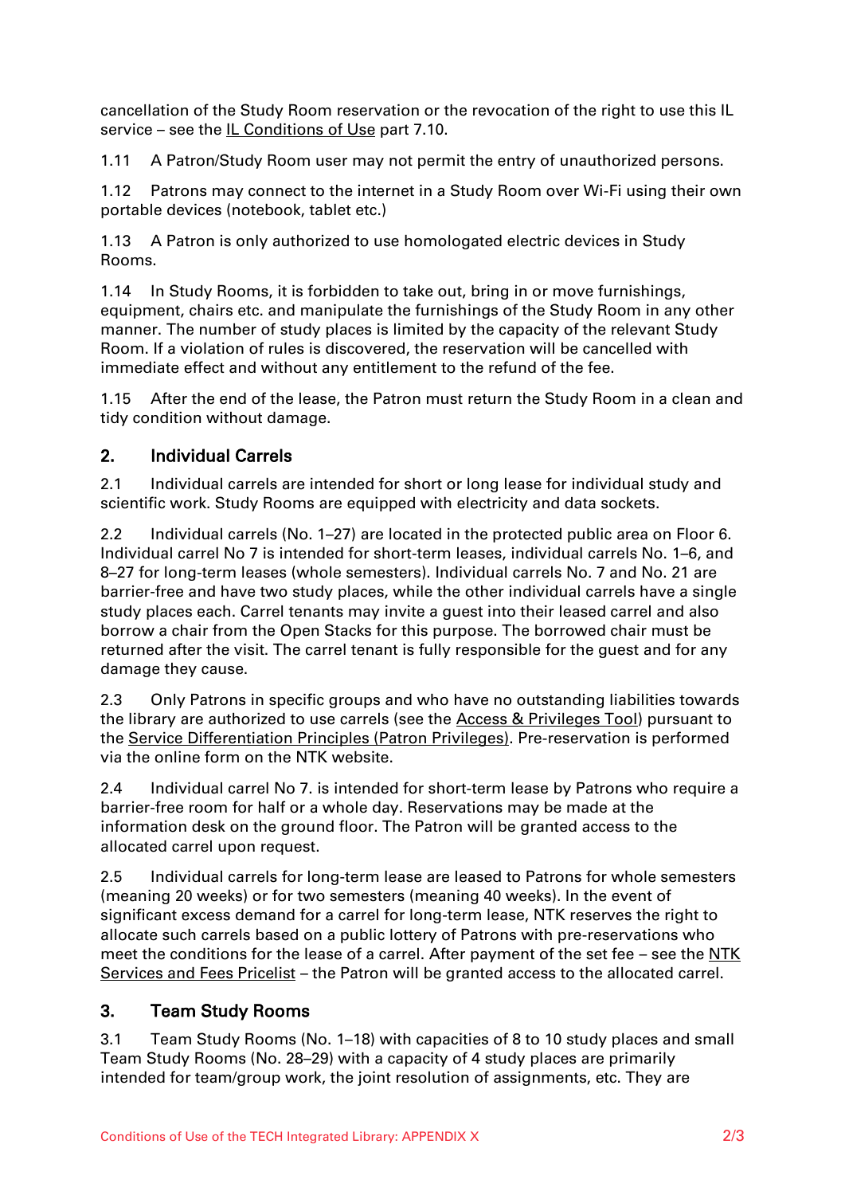cancellation of the Study Room reservation or the revocation of the right to use this IL service – see the IL Conditions of Use part 7.10.

1.11 A Patron/Study Room user may not permit the entry of unauthorized persons.

1.12 Patrons may connect to the internet in a Study Room over Wi-Fi using their own portable devices (notebook, tablet etc.)

1.13 A Patron is only authorized to use homologated electric devices in Study Rooms.

1.14 In Study Rooms, it is forbidden to take out, bring in or move furnishings, equipment, chairs etc. and manipulate the furnishings of the Study Room in any other manner. The number of study places is limited by the capacity of the relevant Study Room. If a violation of rules is discovered, the reservation will be cancelled with immediate effect and without any entitlement to the refund of the fee.

1.15 After the end of the lease, the Patron must return the Study Room in a clean and tidy condition without damage.

## 2. Individual Carrels

2.1 Individual carrels are intended for short or long lease for individual study and scientific work. Study Rooms are equipped with electricity and data sockets.

2.2 Individual carrels (No. 1–27) are located in the protected public area on Floor 6. Individual carrel No 7 is intended for short-term leases, individual carrels No. 1–6, and 8–27 for long-term leases (whole semesters). Individual carrels No. 7 and No. 21 are barrier-free and have two study places, while the other individual carrels have a single study places each. Carrel tenants may invite a guest into their leased carrel and also borrow a chair from the Open Stacks for this purpose. The borrowed chair must be returned after the visit. The carrel tenant is fully responsible for the guest and for any damage they cause.

2.3 Only Patrons in specific groups and who have no outstanding liabilities towards the library are authorized to use carrels (see the Access & Privileges Tool) pursuant to the Service Differentiation Principles (Patron Privileges). Pre-reservation is performed via the online form on the NTK website.

2.4 Individual carrel No 7. is intended for short-term lease by Patrons who require a barrier-free room for half or a whole day. Reservations may be made at the information desk on the ground floor. The Patron will be granted access to the allocated carrel upon request.

2.5 Individual carrels for long-term lease are leased to Patrons for whole semesters (meaning 20 weeks) or for two semesters (meaning 40 weeks). In the event of significant excess demand for a carrel for long-term lease, NTK reserves the right to allocate such carrels based on a public lottery of Patrons with pre-reservations who meet the conditions for the lease of a carrel. After payment of the set fee – see the NTK Services and Fees Pricelist – the Patron will be granted access to the allocated carrel.

## 3. Team Study Rooms

3.1 Team Study Rooms (No. 1–18) with capacities of 8 to 10 study places and small Team Study Rooms (No. 28–29) with a capacity of 4 study places are primarily intended for team/group work, the joint resolution of assignments, etc. They are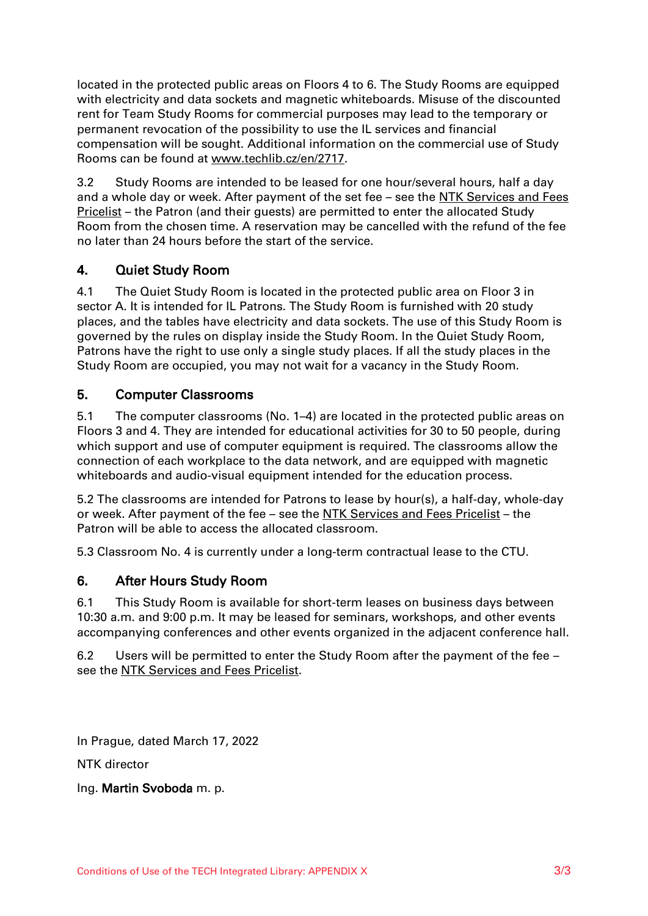located in the protected public areas on Floors 4 to 6. The Study Rooms are equipped with electricity and data sockets and magnetic whiteboards. Misuse of the discounted rent for Team Study Rooms for commercial purposes may lead to the temporary or permanent revocation of the possibility to use the IL services and financial compensation will be sought. Additional information on the commercial use of Study Rooms can be found at www.techlib.cz/en/2717.

3.2 Study Rooms are intended to be leased for one hour/several hours, half a day and a whole day or week. After payment of the set fee – see the NTK Services and Fees Pricelist – the Patron (and their guests) are permitted to enter the allocated Study Room from the chosen time. A reservation may be cancelled with the refund of the fee no later than 24 hours before the start of the service.

## 4. Quiet Study Room

4.1 The Quiet Study Room is located in the protected public area on Floor 3 in sector A. It is intended for IL Patrons. The Study Room is furnished with 20 study places, and the tables have electricity and data sockets. The use of this Study Room is governed by the rules on display inside the Study Room. In the Quiet Study Room, Patrons have the right to use only a single study places. If all the study places in the Study Room are occupied, you may not wait for a vacancy in the Study Room.

## 5. Computer Classrooms

5.1 The computer classrooms (No. 1–4) are located in the protected public areas on Floors 3 and 4. They are intended for educational activities for 30 to 50 people, during which support and use of computer equipment is required. The classrooms allow the connection of each workplace to the data network, and are equipped with magnetic whiteboards and audio-visual equipment intended for the education process.

5.2 The classrooms are intended for Patrons to lease by hour(s), a half-day, whole-day or week. After payment of the fee – see the NTK Services and Fees Pricelist – the Patron will be able to access the allocated classroom.

5.3 Classroom No. 4 is currently under a long-term contractual lease to the CTU.

## 6. After Hours Study Room

6.1 This Study Room is available for short-term leases on business days between 10:30 a.m. and 9:00 p.m. It may be leased for seminars, workshops, and other events accompanying conferences and other events organized in the adjacent conference hall.

6.2 Users will be permitted to enter the Study Room after the payment of the fee – see the NTK Services and Fees Pricelist.

In Prague, dated March 17, 2022

NTK director

Ing. **Martin Svoboda** m. p.